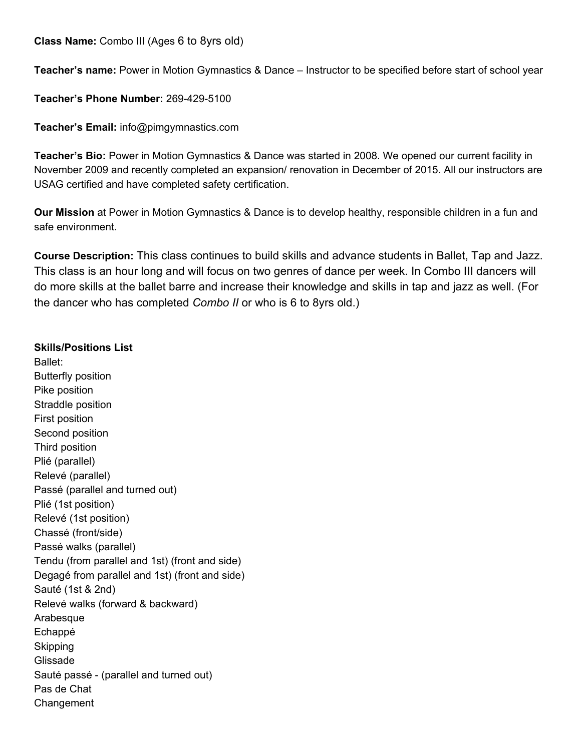**Class Name:** Combo III (Ages 6 to 8yrs old)

**Teacher's name:** Power in Motion Gymnastics & Dance – Instructor to be specified before start of school year

**Teacher's Phone Number:** 269-429-5100

**Teacher's Email:** info@pimgymnastics.com

**Teacher's Bio:** Power in Motion Gymnastics & Dance was started in 2008. We opened our current facility in November 2009 and recently completed an expansion/ renovation in December of 2015. All our instructors are USAG certified and have completed safety certification.

**Our Mission** at Power in Motion Gymnastics & Dance is to develop healthy, responsible children in a fun and safe environment.

**Course Description:** This class continues to build skills and advance students in Ballet, Tap and Jazz. This class is an hour long and will focus on two genres of dance per week. In Combo III dancers will do more skills at the ballet barre and increase their knowledge and skills in tap and jazz as well. (For the dancer who has completed *Combo II* or who is 6 to 8yrs old.)

**Skills/Positions List**

Ballet:
Butterfly position
Pike position
Straddle position
First position
Second position
Third position
Plié (parallel)
Relevé (parallel)
Passé (parallel and turned out)
Plié (1st position)
Relevé (1st position)
Chassé (front/side)
Passé walks (parallel)
Tendu (from parallel and 1st) (front and side)
Degagé from parallel and 1st) (front and side)
Sauté (1st & 2nd)
Relevé walks (forward & backward)
Arabesque
Echappé
Skipping
Glissade
Sauté passé - (parallel and turned out)
Pas de Chat
Changement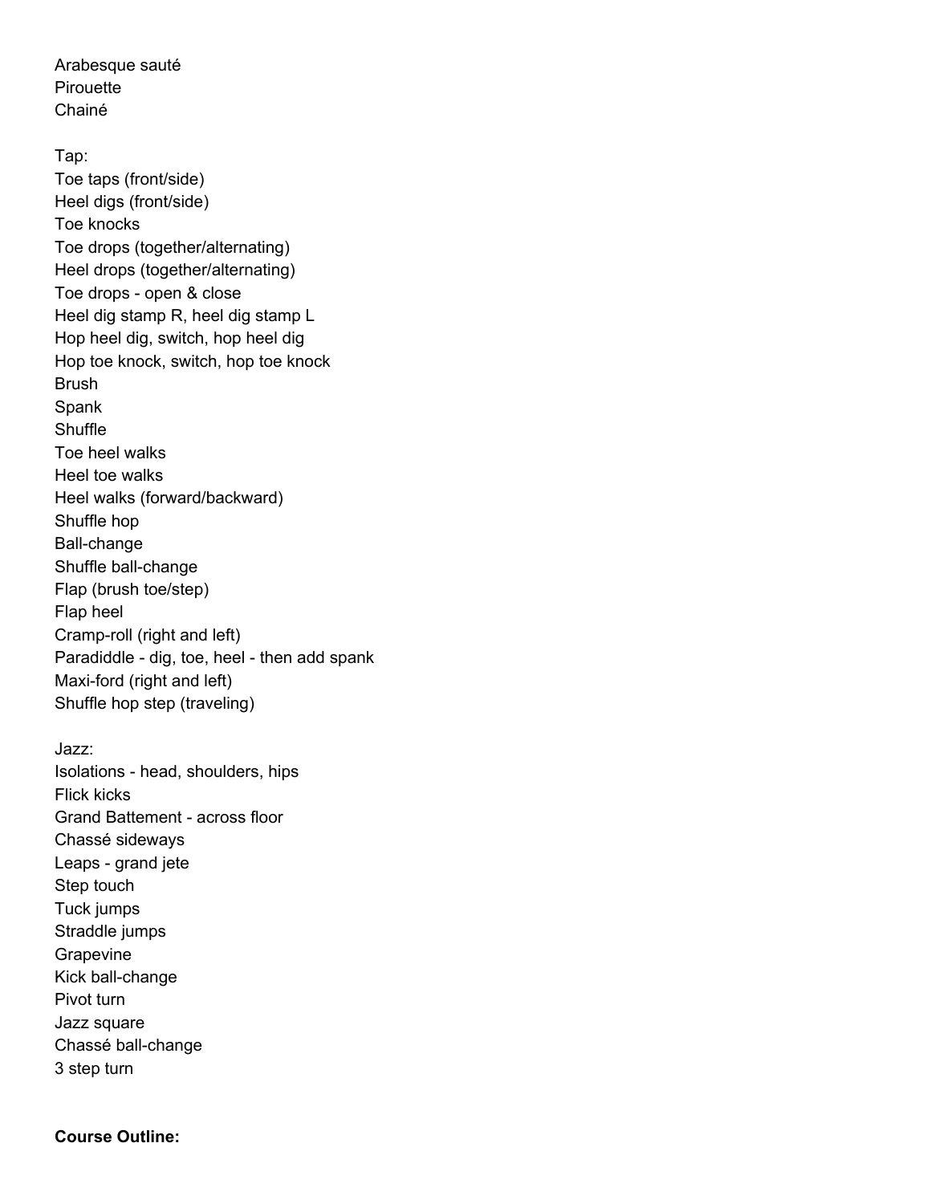Arabesque sauté
Pirouette
Chainé

Tap:
Toe taps (front/side)
Heel digs (front/side)
Toe knocks
Toe drops (together/alternating)
Heel drops (together/alternating)
Toe drops - open & close
Heel dig stamp R, heel dig stamp L
Hop heel dig, switch, hop heel dig
Hop toe knock, switch, hop toe knock
Brush
Spank
Shuffle
Toe heel walks
Heel toe walks
Heel walks (forward/backward)
Shuffle hop
Ball-change
Shuffle ball-change
Flap (brush toe/step)
Flap heel
Cramp-roll (right and left)
Paradiddle - dig, toe, heel - then add spank
Maxi-ford (right and left)
Shuffle hop step (traveling)

Jazz:
Isolations - head, shoulders, hips
Flick kicks
Grand Battement - across floor
Chassé sideways
Leaps - grand jete
Step touch
Tuck jumps
Straddle jumps
Grapevine
Kick ball-change
Pivot turn
Jazz square
Chassé ball-change
3 step turn

**Course Outline:**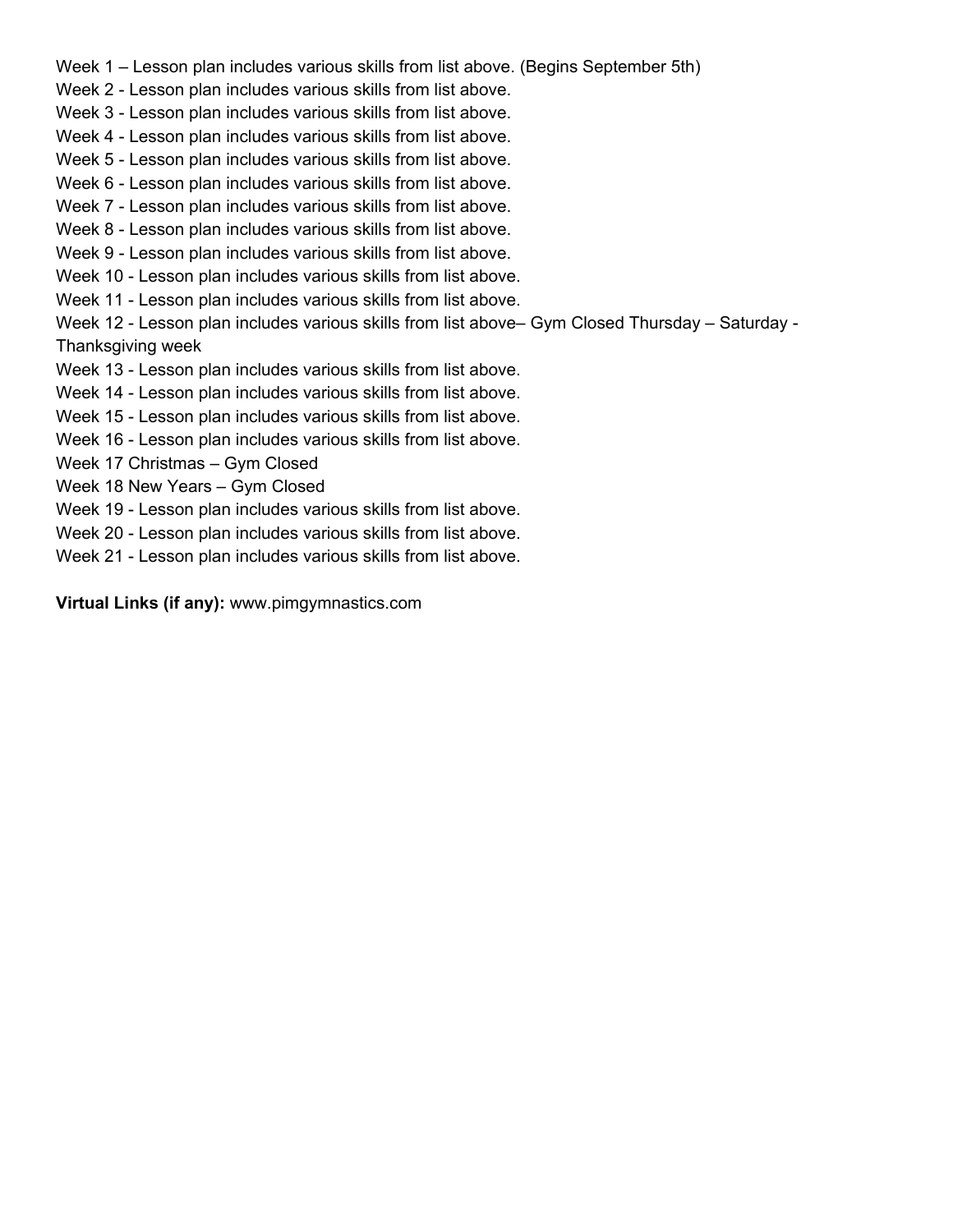Week 1 – Lesson plan includes various skills from list above. (Begins September 5th)
Week 2 - Lesson plan includes various skills from list above.
Week 3 - Lesson plan includes various skills from list above.
Week 4 - Lesson plan includes various skills from list above.
Week 5 - Lesson plan includes various skills from list above.
Week 6 - Lesson plan includes various skills from list above.
Week 7 - Lesson plan includes various skills from list above.
Week 8 - Lesson plan includes various skills from list above.
Week 9 - Lesson plan includes various skills from list above.
Week 10 - Lesson plan includes various skills from list above.
Week 11 - Lesson plan includes various skills from list above.
Week 12 - Lesson plan includes various skills from list above– Gym Closed Thursday – Saturday - Thanksgiving week
Week 13 - Lesson plan includes various skills from list above.
Week 14 - Lesson plan includes various skills from list above.
Week 15 - Lesson plan includes various skills from list above.
Week 16 - Lesson plan includes various skills from list above.
Week 17 Christmas – Gym Closed
Week 18 New Years – Gym Closed
Week 19 - Lesson plan includes various skills from list above.
Week 20 - Lesson plan includes various skills from list above.
Week 21 - Lesson plan includes various skills from list above.

**Virtual Links (if any):** www.pimgymnastics.com